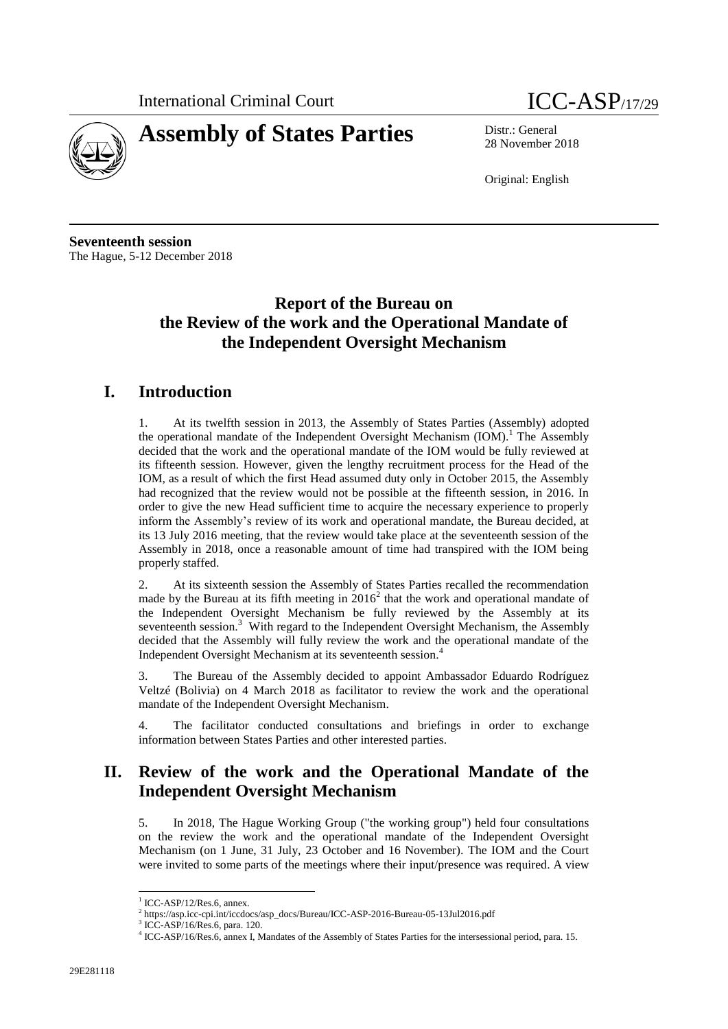International Criminal Court

# Assembly of States Parties

ICC-ASP/17/29

Distr.: General
28 November 2018

Original: English

**Seventeenth session**
The Hague, 5-12 December 2018

## Report of the Bureau on the Review of the work and the Operational Mandate of the Independent Oversight Mechanism

## I. Introduction

1. At its twelfth session in 2013, the Assembly of States Parties (Assembly) adopted the operational mandate of the Independent Oversight Mechanism (IOM).[1] The Assembly decided that the work and the operational mandate of the IOM would be fully reviewed at its fifteenth session. However, given the lengthy recruitment process for the Head of the IOM, as a result of which the first Head assumed duty only in October 2015, the Assembly had recognized that the review would not be possible at the fifteenth session, in 2016. In order to give the new Head sufficient time to acquire the necessary experience to properly inform the Assembly's review of its work and operational mandate, the Bureau decided, at its 13 July 2016 meeting, that the review would take place at the seventeenth session of the Assembly in 2018, once a reasonable amount of time had transpired with the IOM being properly staffed.

2. At its sixteenth session the Assembly of States Parties recalled the recommendation made by the Bureau at its fifth meeting in 2016[2] that the work and operational mandate of the Independent Oversight Mechanism be fully reviewed by the Assembly at its seventeenth session.[3] With regard to the Independent Oversight Mechanism, the Assembly decided that the Assembly will fully review the work and the operational mandate of the Independent Oversight Mechanism at its seventeenth session.[4]

3. The Bureau of the Assembly decided to appoint Ambassador Eduardo Rodríguez Veltzé (Bolivia) on 4 March 2018 as facilitator to review the work and the operational mandate of the Independent Oversight Mechanism.

4. The facilitator conducted consultations and briefings in order to exchange information between States Parties and other interested parties.

## II. Review of the work and the Operational Mandate of the Independent Oversight Mechanism

5. In 2018, The Hague Working Group ("the working group") held four consultations on the review the work and the operational mandate of the Independent Oversight Mechanism (on 1 June, 31 July, 23 October and 16 November). The IOM and the Court were invited to some parts of the meetings where their input/presence was required. A view

---

[1] ICC-ASP/12/Res.6, annex.
[2] https://asp.icc-cpi.int/iccdocs/asp_docs/Bureau/ICC-ASP-2016-Bureau-05-13Jul2016.pdf
[3] ICC-ASP/16/Res.6, para. 120.
[4] ICC-ASP/16/Res.6, annex I, Mandates of the Assembly of States Parties for the intersessional period, para. 15.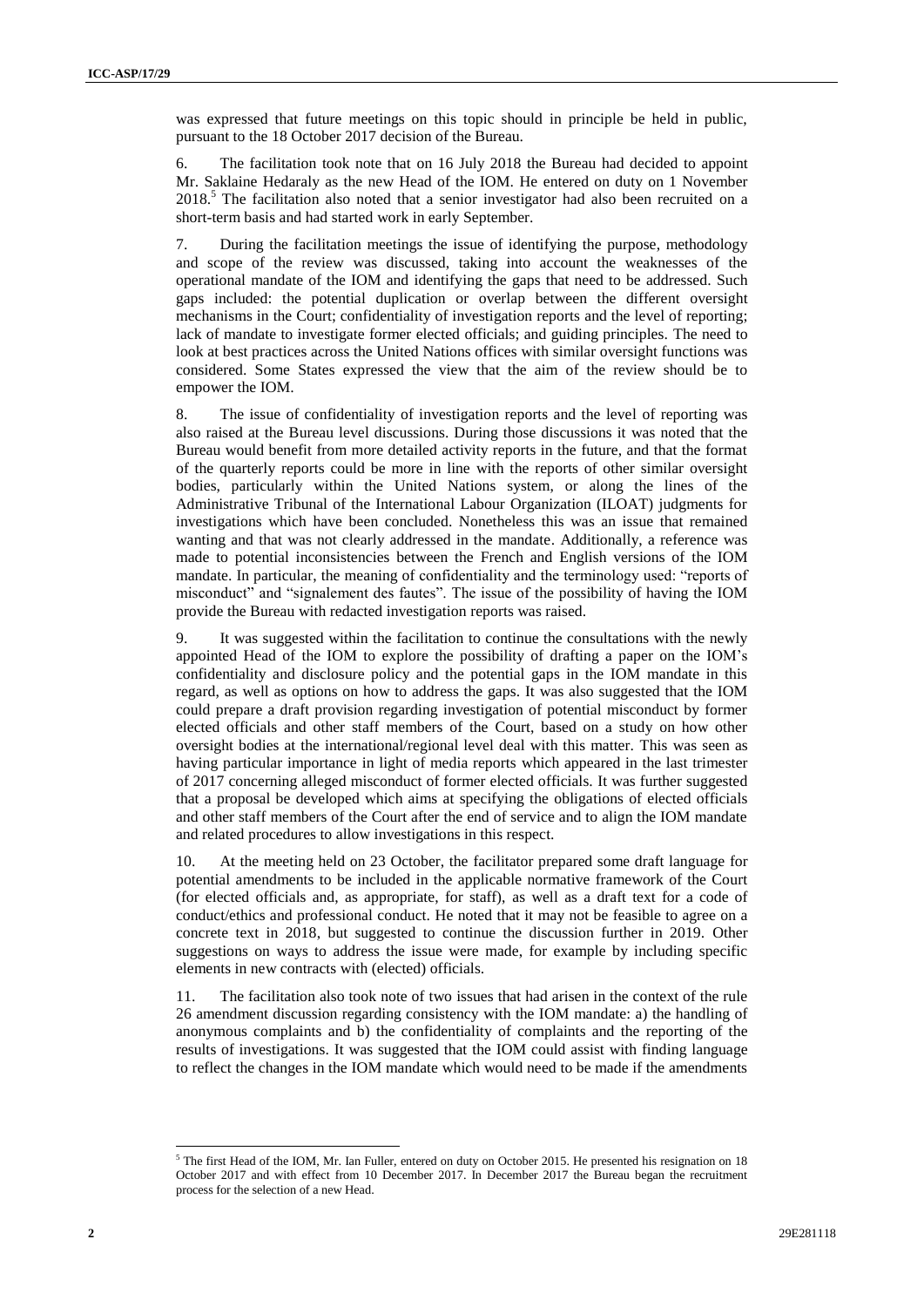was expressed that future meetings on this topic should in principle be held in public, pursuant to the 18 October 2017 decision of the Bureau.

6. The facilitation took note that on 16 July 2018 the Bureau had decided to appoint Mr. Saklaine Hedaraly as the new Head of the IOM. He entered on duty on 1 November 2018.[5] The facilitation also noted that a senior investigator had also been recruited on a short-term basis and had started work in early September.

7. During the facilitation meetings the issue of identifying the purpose, methodology and scope of the review was discussed, taking into account the weaknesses of the operational mandate of the IOM and identifying the gaps that need to be addressed. Such gaps included: the potential duplication or overlap between the different oversight mechanisms in the Court; confidentiality of investigation reports and the level of reporting; lack of mandate to investigate former elected officials; and guiding principles. The need to look at best practices across the United Nations offices with similar oversight functions was considered. Some States expressed the view that the aim of the review should be to empower the IOM.

8. The issue of confidentiality of investigation reports and the level of reporting was also raised at the Bureau level discussions. During those discussions it was noted that the Bureau would benefit from more detailed activity reports in the future, and that the format of the quarterly reports could be more in line with the reports of other similar oversight bodies, particularly within the United Nations system, or along the lines of the Administrative Tribunal of the International Labour Organization (ILOAT) judgments for investigations which have been concluded. Nonetheless this was an issue that remained wanting and that was not clearly addressed in the mandate. Additionally, a reference was made to potential inconsistencies between the French and English versions of the IOM mandate. In particular, the meaning of confidentiality and the terminology used: "reports of misconduct" and "signalement des fautes". The issue of the possibility of having the IOM provide the Bureau with redacted investigation reports was raised.

9. It was suggested within the facilitation to continue the consultations with the newly appointed Head of the IOM to explore the possibility of drafting a paper on the IOM's confidentiality and disclosure policy and the potential gaps in the IOM mandate in this regard, as well as options on how to address the gaps. It was also suggested that the IOM could prepare a draft provision regarding investigation of potential misconduct by former elected officials and other staff members of the Court, based on a study on how other oversight bodies at the international/regional level deal with this matter. This was seen as having particular importance in light of media reports which appeared in the last trimester of 2017 concerning alleged misconduct of former elected officials. It was further suggested that a proposal be developed which aims at specifying the obligations of elected officials and other staff members of the Court after the end of service and to align the IOM mandate and related procedures to allow investigations in this respect.

10. At the meeting held on 23 October, the facilitator prepared some draft language for potential amendments to be included in the applicable normative framework of the Court (for elected officials and, as appropriate, for staff), as well as a draft text for a code of conduct/ethics and professional conduct. He noted that it may not be feasible to agree on a concrete text in 2018, but suggested to continue the discussion further in 2019. Other suggestions on ways to address the issue were made, for example by including specific elements in new contracts with (elected) officials.

11. The facilitation also took note of two issues that had arisen in the context of the rule 26 amendment discussion regarding consistency with the IOM mandate: a) the handling of anonymous complaints and b) the confidentiality of complaints and the reporting of the results of investigations. It was suggested that the IOM could assist with finding language to reflect the changes in the IOM mandate which would need to be made if the amendments

[5] The first Head of the IOM, Mr. Ian Fuller, entered on duty on October 2015. He presented his resignation on 18 October 2017 and with effect from 10 December 2017. In December 2017 the Bureau began the recruitment process for the selection of a new Head.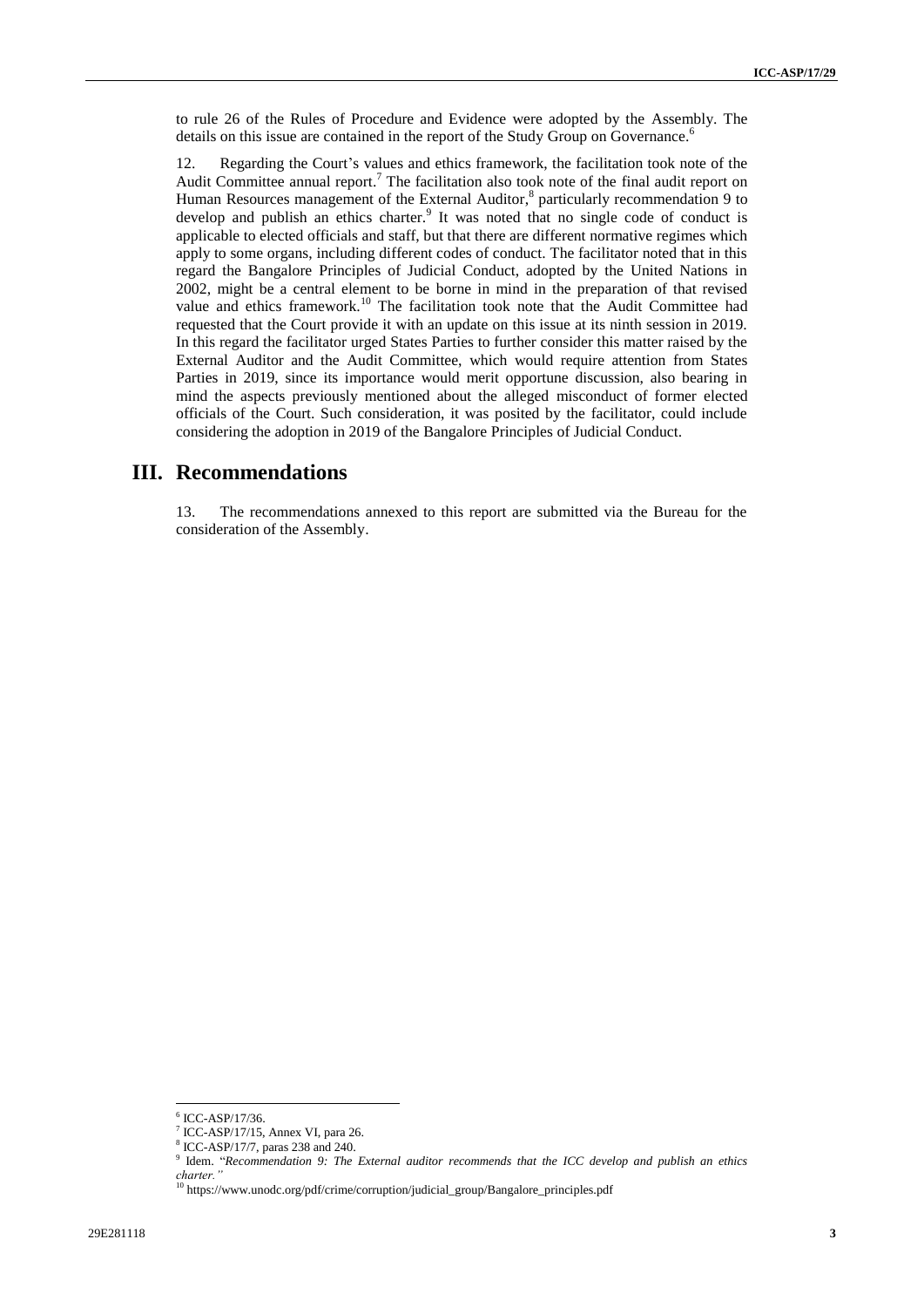to rule 26 of the Rules of Procedure and Evidence were adopted by the Assembly. The details on this issue are contained in the report of the Study Group on Governance.[6]

12. Regarding the Court's values and ethics framework, the facilitation took note of the Audit Committee annual report.[7] The facilitation also took note of the final audit report on Human Resources management of the External Auditor,[8] particularly recommendation 9 to develop and publish an ethics charter.[9] It was noted that no single code of conduct is applicable to elected officials and staff, but that there are different normative regimes which apply to some organs, including different codes of conduct. The facilitator noted that in this regard the Bangalore Principles of Judicial Conduct, adopted by the United Nations in 2002, might be a central element to be borne in mind in the preparation of that revised value and ethics framework.[10] The facilitation took note that the Audit Committee had requested that the Court provide it with an update on this issue at its ninth session in 2019. In this regard the facilitator urged States Parties to further consider this matter raised by the External Auditor and the Audit Committee, which would require attention from States Parties in 2019, since its importance would merit opportune discussion, also bearing in mind the aspects previously mentioned about the alleged misconduct of former elected officials of the Court. Such consideration, it was posited by the facilitator, could include considering the adoption in 2019 of the Bangalore Principles of Judicial Conduct.

# III. Recommendations

13. The recommendations annexed to this report are submitted via the Bureau for the consideration of the Assembly.

---

[6] ICC-ASP/17/36.

[7] ICC-ASP/17/15, Annex VI, para 26.

[8] ICC-ASP/17/7, paras 238 and 240.

[9] Idem. "*Recommendation 9: The External auditor recommends that the ICC develop and publish an ethics charter.*"

[10] https://www.unodc.org/pdf/crime/corruption/judicial_group/Bangalore_principles.pdf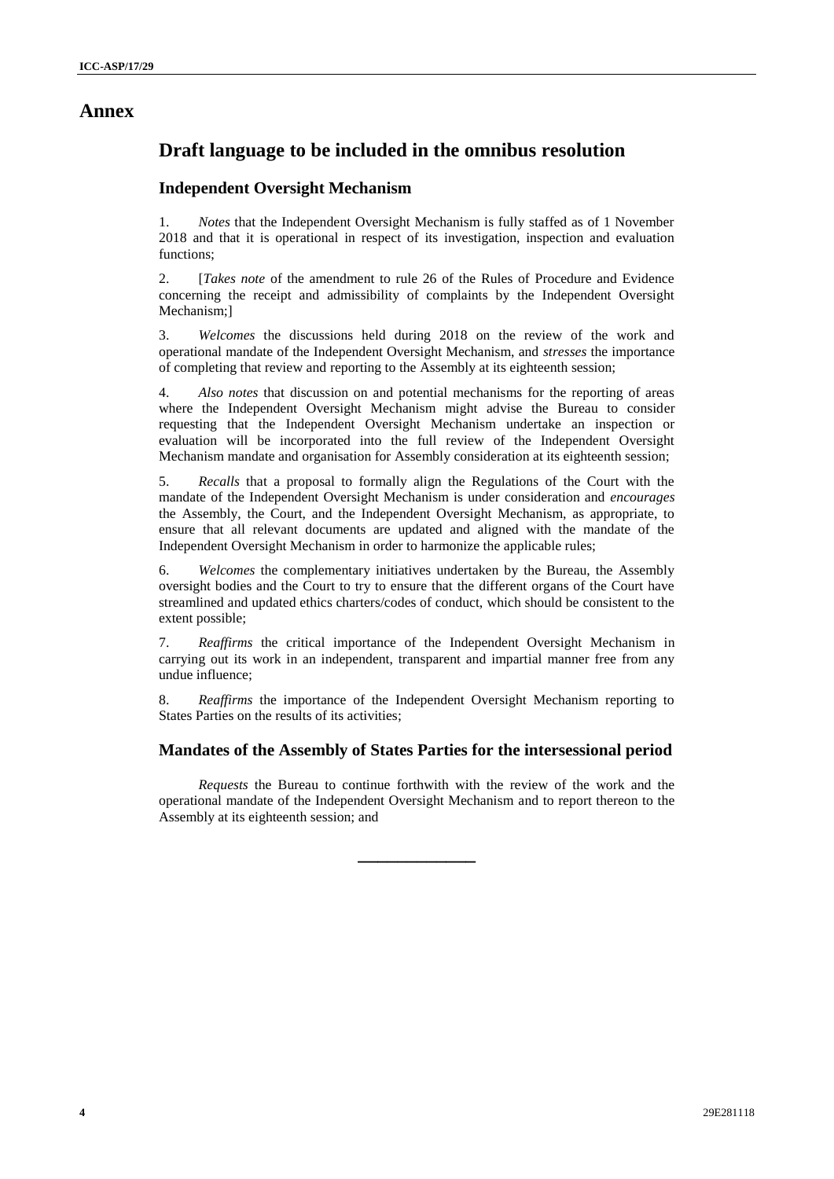# Annex

## Draft language to be included in the omnibus resolution

### Independent Oversight Mechanism

1. *Notes* that the Independent Oversight Mechanism is fully staffed as of 1 November 2018 and that it is operational in respect of its investigation, inspection and evaluation functions;

2. [*Takes note* of the amendment to rule 26 of the Rules of Procedure and Evidence concerning the receipt and admissibility of complaints by the Independent Oversight Mechanism;]

3. *Welcomes* the discussions held during 2018 on the review of the work and operational mandate of the Independent Oversight Mechanism, and *stresses* the importance of completing that review and reporting to the Assembly at its eighteenth session;

4. *Also notes* that discussion on and potential mechanisms for the reporting of areas where the Independent Oversight Mechanism might advise the Bureau to consider requesting that the Independent Oversight Mechanism undertake an inspection or evaluation will be incorporated into the full review of the Independent Oversight Mechanism mandate and organisation for Assembly consideration at its eighteenth session;

5. *Recalls* that a proposal to formally align the Regulations of the Court with the mandate of the Independent Oversight Mechanism is under consideration and *encourages* the Assembly, the Court, and the Independent Oversight Mechanism, as appropriate, to ensure that all relevant documents are updated and aligned with the mandate of the Independent Oversight Mechanism in order to harmonize the applicable rules;

6. *Welcomes* the complementary initiatives undertaken by the Bureau, the Assembly oversight bodies and the Court to try to ensure that the different organs of the Court have streamlined and updated ethics charters/codes of conduct, which should be consistent to the extent possible;

7. *Reaffirms* the critical importance of the Independent Oversight Mechanism in carrying out its work in an independent, transparent and impartial manner free from any undue influence;

8. *Reaffirms* the importance of the Independent Oversight Mechanism reporting to States Parties on the results of its activities;

### Mandates of the Assembly of States Parties for the intersessional period

*Requests* the Bureau to continue forthwith with the review of the work and the operational mandate of the Independent Oversight Mechanism and to report thereon to the Assembly at its eighteenth session; and